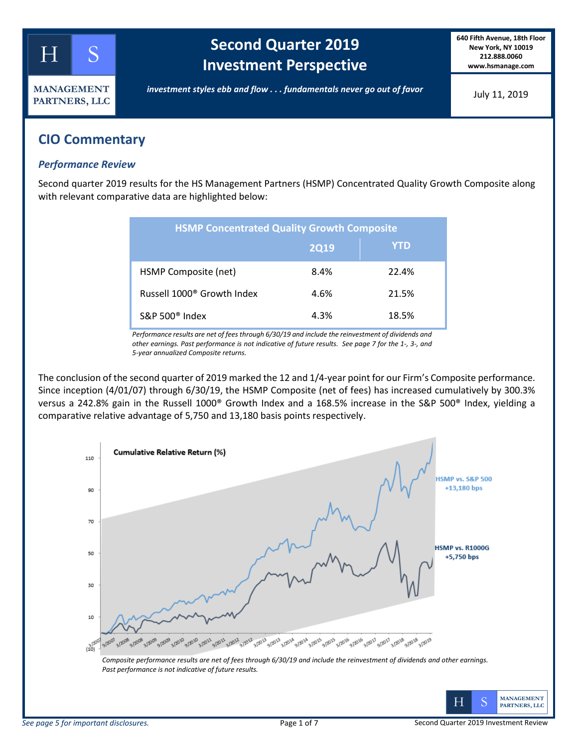# Second Quarter 2019 Investment Perspective

HS MANAGEMENT PARTNERS, LLC

640 Fifth Avenue, 18th Floor
New York, NY 10019
212.888.0060
www.hsmanage.com

*investment styles ebb and flow . . . fundamentals never go out of favor*

July 11, 2019

## CIO Commentary

### *Performance Review*

Second quarter 2019 results for the HS Management Partners (HSMP) Concentrated Quality Growth Composite along with relevant comparative data are highlighted below:

| HSMP Concentrated Quality Growth Composite | 2Q19 | YTD |
|---|---|---|
| HSMP Composite (net) | 8.4% | 22.4% |
| Russell 1000® Growth Index | 4.6% | 21.5% |
| S&P 500® Index | 4.3% | 18.5% |

*Performance results are net of fees through 6/30/19 and include the reinvestment of dividends and other earnings. Past performance is not indicative of future results. See page 7 for the 1-, 3-, and 5-year annualized Composite returns.*

The conclusion of the second quarter of 2019 marked the 12 and 1/4-year point for our Firm's Composite performance. Since inception (4/01/07) through 6/30/19, the HSMP Composite (net of fees) has increased cumulatively by 300.3% versus a 242.8% gain in the Russell 1000® Growth Index and a 168.5% increase in the S&P 500® Index, yielding a comparative relative advantage of 5,750 and 13,180 basis points respectively.

**Cumulative Relative Return (%)**

HSMP vs. S&P 500 +13,180 bps

HSMP vs. R1000G +5,750 bps

*Composite performance results are net of fees through 6/30/19 and include the reinvestment of dividends and other earnings. Past performance is not indicative of future results.*

*See page 5 for important disclosures.*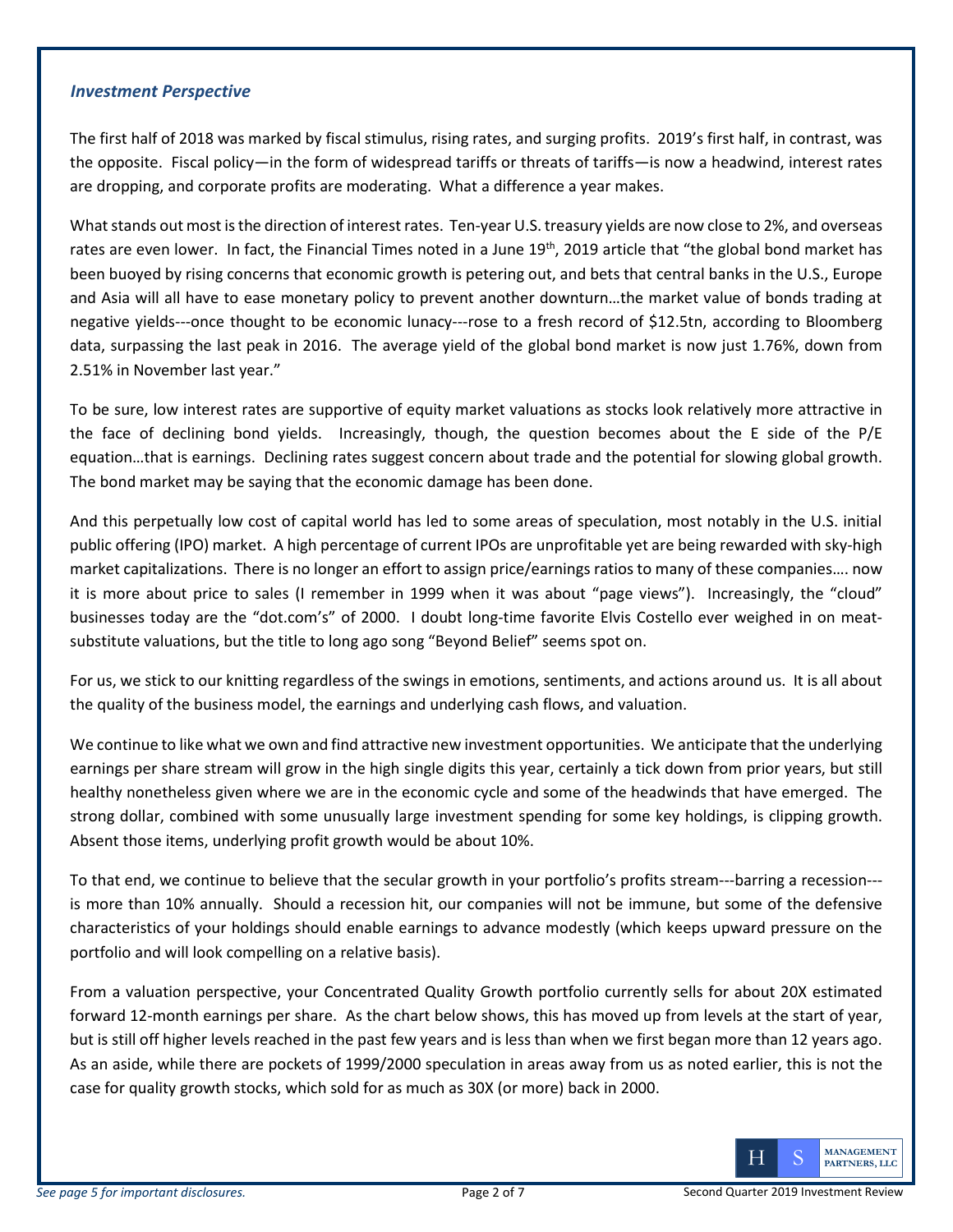### *Investment Perspective*

The first half of 2018 was marked by fiscal stimulus, rising rates, and surging profits. 2019's first half, in contrast, was the opposite. Fiscal policy—in the form of widespread tariffs or threats of tariffs—is now a headwind, interest rates are dropping, and corporate profits are moderating. What a difference a year makes.

What stands out most is the direction of interest rates. Ten-year U.S. treasury yields are now close to 2%, and overseas rates are even lower. In fact, the Financial Times noted in a June 19th, 2019 article that "the global bond market has been buoyed by rising concerns that economic growth is petering out, and bets that central banks in the U.S., Europe and Asia will all have to ease monetary policy to prevent another downturn…the market value of bonds trading at negative yields---once thought to be economic lunacy---rose to a fresh record of $12.5tn, according to Bloomberg data, surpassing the last peak in 2016. The average yield of the global bond market is now just 1.76%, down from 2.51% in November last year."

To be sure, low interest rates are supportive of equity market valuations as stocks look relatively more attractive in the face of declining bond yields. Increasingly, though, the question becomes about the E side of the P/E equation…that is earnings. Declining rates suggest concern about trade and the potential for slowing global growth. The bond market may be saying that the economic damage has been done.

And this perpetually low cost of capital world has led to some areas of speculation, most notably in the U.S. initial public offering (IPO) market. A high percentage of current IPOs are unprofitable yet are being rewarded with sky-high market capitalizations. There is no longer an effort to assign price/earnings ratios to many of these companies…. now it is more about price to sales (I remember in 1999 when it was about "page views"). Increasingly, the "cloud" businesses today are the "dot.com's" of 2000. I doubt long-time favorite Elvis Costello ever weighed in on meat-substitute valuations, but the title to long ago song "Beyond Belief" seems spot on.

For us, we stick to our knitting regardless of the swings in emotions, sentiments, and actions around us. It is all about the quality of the business model, the earnings and underlying cash flows, and valuation.

We continue to like what we own and find attractive new investment opportunities. We anticipate that the underlying earnings per share stream will grow in the high single digits this year, certainly a tick down from prior years, but still healthy nonetheless given where we are in the economic cycle and some of the headwinds that have emerged. The strong dollar, combined with some unusually large investment spending for some key holdings, is clipping growth. Absent those items, underlying profit growth would be about 10%.

To that end, we continue to believe that the secular growth in your portfolio's profits stream---barring a recession---is more than 10% annually. Should a recession hit, our companies will not be immune, but some of the defensive characteristics of your holdings should enable earnings to advance modestly (which keeps upward pressure on the portfolio and will look compelling on a relative basis).

From a valuation perspective, your Concentrated Quality Growth portfolio currently sells for about 20X estimated forward 12-month earnings per share. As the chart below shows, this has moved up from levels at the start of year, but is still off higher levels reached in the past few years and is less than when we first began more than 12 years ago. As an aside, while there are pockets of 1999/2000 speculation in areas away from us as noted earlier, this is not the case for quality growth stocks, which sold for as much as 30X (or more) back in 2000.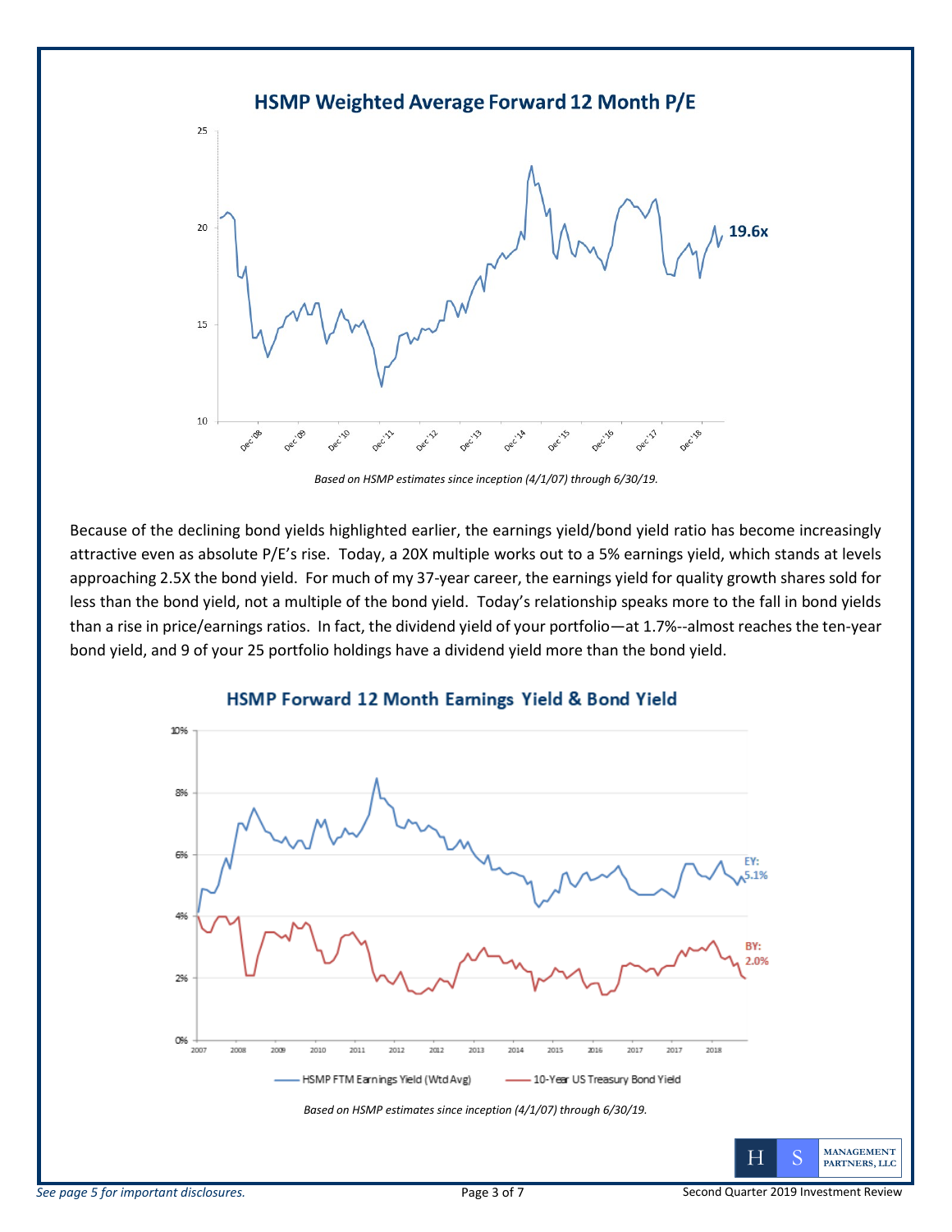## HSMP Weighted Average Forward 12 Month P/E

*Based on HSMP estimates since inception (4/1/07) through 6/30/19.*

Because of the declining bond yields highlighted earlier, the earnings yield/bond yield ratio has become increasingly attractive even as absolute P/E's rise. Today, a 20X multiple works out to a 5% earnings yield, which stands at levels approaching 2.5X the bond yield. For much of my 37-year career, the earnings yield for quality growth shares sold for less than the bond yield, not a multiple of the bond yield. Today's relationship speaks more to the fall in bond yields than a rise in price/earnings ratios. In fact, the dividend yield of your portfolio—at 1.7%--almost reaches the ten-year bond yield, and 9 of your 25 portfolio holdings have a dividend yield more than the bond yield.

## HSMP Forward 12 Month Earnings Yield & Bond Yield

*Based on HSMP estimates since inception (4/1/07) through 6/30/19.*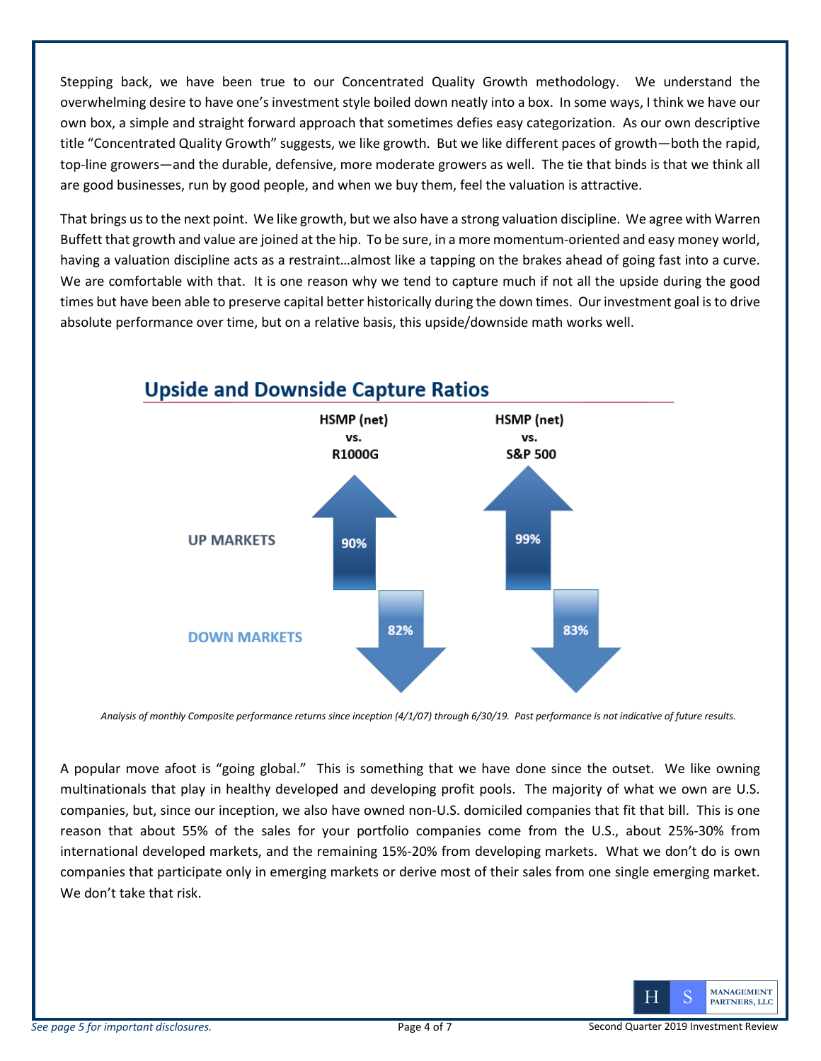Stepping back, we have been true to our Concentrated Quality Growth methodology. We understand the overwhelming desire to have one's investment style boiled down neatly into a box. In some ways, I think we have our own box, a simple and straight forward approach that sometimes defies easy categorization. As our own descriptive title "Concentrated Quality Growth" suggests, we like growth. But we like different paces of growth—both the rapid, top-line growers—and the durable, defensive, more moderate growers as well. The tie that binds is that we think all are good businesses, run by good people, and when we buy them, feel the valuation is attractive.

That brings us to the next point. We like growth, but we also have a strong valuation discipline. We agree with Warren Buffett that growth and value are joined at the hip. To be sure, in a more momentum-oriented and easy money world, having a valuation discipline acts as a restraint…almost like a tapping on the brakes ahead of going fast into a curve. We are comfortable with that. It is one reason why we tend to capture much if not all the upside during the good times but have been able to preserve capital better historically during the down times. Our investment goal is to drive absolute performance over time, but on a relative basis, this upside/downside math works well.

## Upside and Downside Capture Ratios

| | HSMP (net) vs. R1000G | HSMP (net) vs. S&P 500 |
|---|---|---|
| UP MARKETS | 90% | 99% |
| DOWN MARKETS | 82% | 83% |

*Analysis of monthly Composite performance returns since inception (4/1/07) through 6/30/19. Past performance is not indicative of future results.*

A popular move afoot is "going global." This is something that we have done since the outset. We like owning multinationals that play in healthy developed and developing profit pools. The majority of what we own are U.S. companies, but, since our inception, we also have owned non-U.S. domiciled companies that fit that bill. This is one reason that about 55% of the sales for your portfolio companies come from the U.S., about 25%-30% from international developed markets, and the remaining 15%-20% from developing markets. What we don't do is own companies that participate only in emerging markets or derive most of their sales from one single emerging market. We don't take that risk.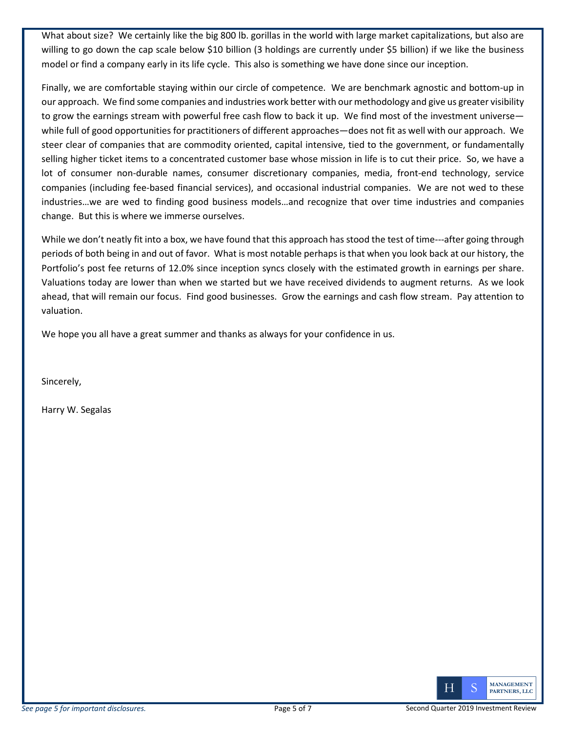What about size? We certainly like the big 800 lb. gorillas in the world with large market capitalizations, but also are willing to go down the cap scale below $10 billion (3 holdings are currently under $5 billion) if we like the business model or find a company early in its life cycle. This also is something we have done since our inception.

Finally, we are comfortable staying within our circle of competence. We are benchmark agnostic and bottom-up in our approach. We find some companies and industries work better with our methodology and give us greater visibility to grow the earnings stream with powerful free cash flow to back it up. We find most of the investment universe—while full of good opportunities for practitioners of different approaches—does not fit as well with our approach. We steer clear of companies that are commodity oriented, capital intensive, tied to the government, or fundamentally selling higher ticket items to a concentrated customer base whose mission in life is to cut their price. So, we have a lot of consumer non-durable names, consumer discretionary companies, media, front-end technology, service companies (including fee-based financial services), and occasional industrial companies. We are not wed to these industries…we are wed to finding good business models…and recognize that over time industries and companies change. But this is where we immerse ourselves.

While we don't neatly fit into a box, we have found that this approach has stood the test of time---after going through periods of both being in and out of favor. What is most notable perhaps is that when you look back at our history, the Portfolio's post fee returns of 12.0% since inception syncs closely with the estimated growth in earnings per share. Valuations today are lower than when we started but we have received dividends to augment returns. As we look ahead, that will remain our focus. Find good businesses. Grow the earnings and cash flow stream. Pay attention to valuation.

We hope you all have a great summer and thanks as always for your confidence in us.

Sincerely,

Harry W. Segalas

*See page 5 for important disclosures.*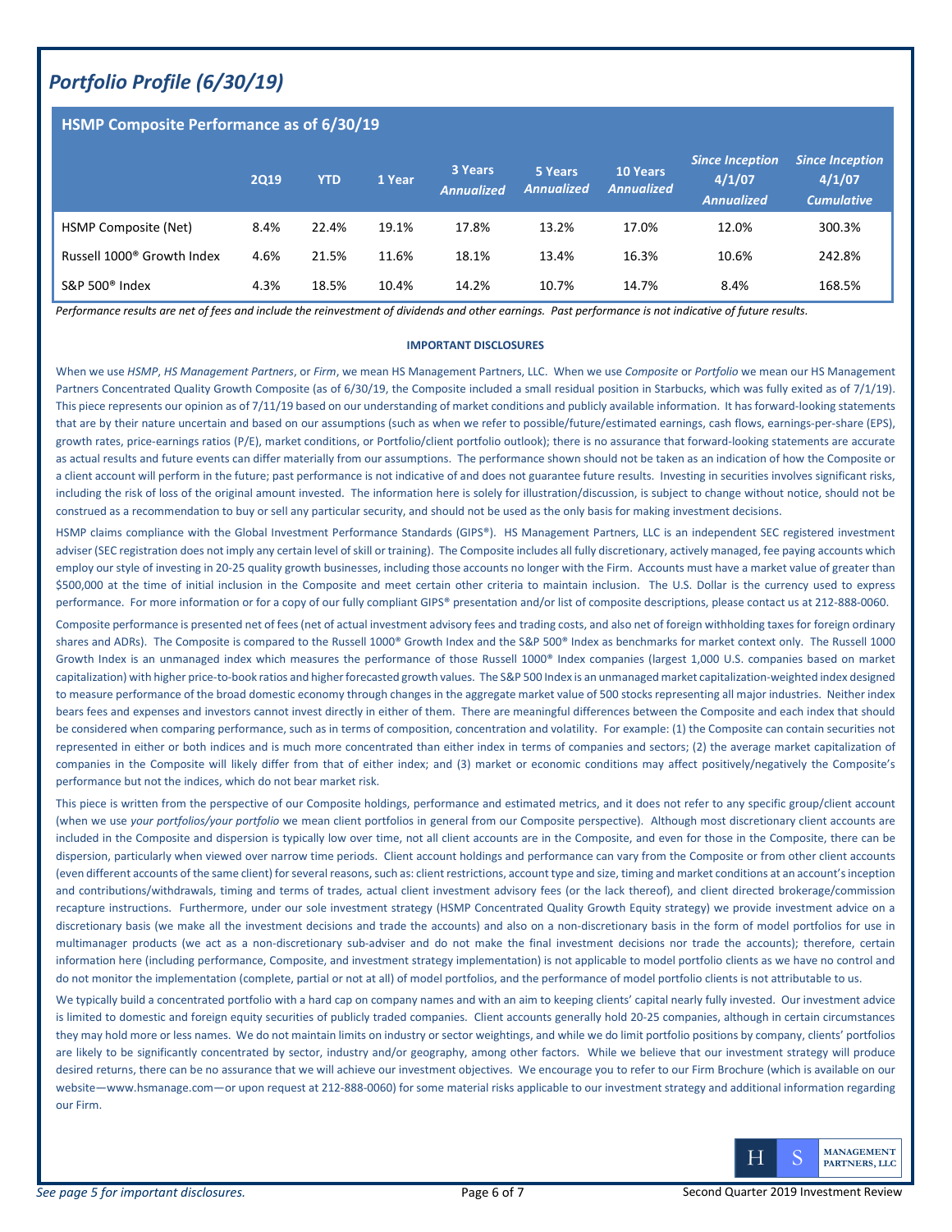# *Portfolio Profile (6/30/19)*

**HSMP Composite Performance as of 6/30/19**

| | 2Q19 | YTD | 1 Year | 3 Years *Annualized* | 5 Years *Annualized* | 10 Years *Annualized* | *Since Inception 4/1/07 Annualized* | *Since Inception 4/1/07 Cumulative* |
|---|---|---|---|---|---|---|---|---|
| HSMP Composite (Net) | 8.4% | 22.4% | 19.1% | 17.8% | 13.2% | 17.0% | 12.0% | 300.3% |
| Russell 1000® Growth Index | 4.6% | 21.5% | 11.6% | 18.1% | 13.4% | 16.3% | 10.6% | 242.8% |
| S&P 500® Index | 4.3% | 18.5% | 10.4% | 14.2% | 10.7% | 14.7% | 8.4% | 168.5% |

*Performance results are net of fees and include the reinvestment of dividends and other earnings. Past performance is not indicative of future results.*

**IMPORTANT DISCLOSURES**

When we use *HSMP*, *HS Management Partners*, or *Firm*, we mean HS Management Partners, LLC. When we use *Composite* or *Portfolio* we mean our HS Management Partners Concentrated Quality Growth Composite (as of 6/30/19, the Composite included a small residual position in Starbucks, which was fully exited as of 7/1/19). This piece represents our opinion as of 7/11/19 based on our understanding of market conditions and publicly available information. It has forward-looking statements that are by their nature uncertain and based on our assumptions (such as when we refer to possible/future/estimated earnings, cash flows, earnings-per-share (EPS), growth rates, price-earnings ratios (P/E), market conditions, or Portfolio/client portfolio outlook); there is no assurance that forward-looking statements are accurate as actual results and future events can differ materially from our assumptions. The performance shown should not be taken as an indication of how the Composite or a client account will perform in the future; past performance is not indicative of and does not guarantee future results. Investing in securities involves significant risks, including the risk of loss of the original amount invested. The information here is solely for illustration/discussion, is subject to change without notice, should not be construed as a recommendation to buy or sell any particular security, and should not be used as the only basis for making investment decisions.

HSMP claims compliance with the Global Investment Performance Standards (GIPS®). HS Management Partners, LLC is an independent SEC registered investment adviser (SEC registration does not imply any certain level of skill or training). The Composite includes all fully discretionary, actively managed, fee paying accounts which employ our style of investing in 20-25 quality growth businesses, including those accounts no longer with the Firm. Accounts must have a market value of greater than $500,000 at the time of initial inclusion in the Composite and meet certain other criteria to maintain inclusion. The U.S. Dollar is the currency used to express performance. For more information or for a copy of our fully compliant GIPS® presentation and/or list of composite descriptions, please contact us at 212-888-0060.

Composite performance is presented net of fees (net of actual investment advisory fees and trading costs, and also net of foreign withholding taxes for foreign ordinary shares and ADRs). The Composite is compared to the Russell 1000® Growth Index and the S&P 500® Index as benchmarks for market context only. The Russell 1000 Growth Index is an unmanaged index which measures the performance of those Russell 1000® Index companies (largest 1,000 U.S. companies based on market capitalization) with higher price-to-book ratios and higher forecasted growth values. The S&P 500 Index is an unmanaged market capitalization-weighted index designed to measure performance of the broad domestic economy through changes in the aggregate market value of 500 stocks representing all major industries. Neither index bears fees and expenses and investors cannot invest directly in either of them. There are meaningful differences between the Composite and each index that should be considered when comparing performance, such as in terms of composition, concentration and volatility. For example: (1) the Composite can contain securities not represented in either or both indices and is much more concentrated than either index in terms of companies and sectors; (2) the average market capitalization of companies in the Composite will likely differ from that of either index; and (3) market or economic conditions may affect positively/negatively the Composite's performance but not the indices, which do not bear market risk.

This piece is written from the perspective of our Composite holdings, performance and estimated metrics, and it does not refer to any specific group/client account (when we use *your portfolios/your portfolio* we mean client portfolios in general from our Composite perspective). Although most discretionary client accounts are included in the Composite and dispersion is typically low over time, not all client accounts are in the Composite, and even for those in the Composite, there can be dispersion, particularly when viewed over narrow time periods. Client account holdings and performance can vary from the Composite or from other client accounts (even different accounts of the same client) for several reasons, such as: client restrictions, account type and size, timing and market conditions at an account's inception and contributions/withdrawals, timing and terms of trades, actual client investment advisory fees (or the lack thereof), and client directed brokerage/commission recapture instructions. Furthermore, under our sole investment strategy (HSMP Concentrated Quality Growth Equity strategy) we provide investment advice on a discretionary basis (we make all the investment decisions and trade the accounts) and also on a non-discretionary basis in the form of model portfolios for use in multimanager products (we act as a non-discretionary sub-adviser and do not make the final investment decisions nor trade the accounts); therefore, certain information here (including performance, Composite, and investment strategy implementation) is not applicable to model portfolio clients as we have no control and do not monitor the implementation (complete, partial or not at all) of model portfolios, and the performance of model portfolio clients is not attributable to us.

We typically build a concentrated portfolio with a hard cap on company names and with an aim to keeping clients' capital nearly fully invested. Our investment advice is limited to domestic and foreign equity securities of publicly traded companies. Client accounts generally hold 20-25 companies, although in certain circumstances they may hold more or less names. We do not maintain limits on industry or sector weightings, and while we do limit portfolio positions by company, clients' portfolios are likely to be significantly concentrated by sector, industry and/or geography, among other factors. While we believe that our investment strategy will produce desired returns, there can be no assurance that we will achieve our investment objectives. We encourage you to refer to our Firm Brochure (which is available on our website—www.hsmanage.com—or upon request at 212-888-0060) for some material risks applicable to our investment strategy and additional information regarding our Firm.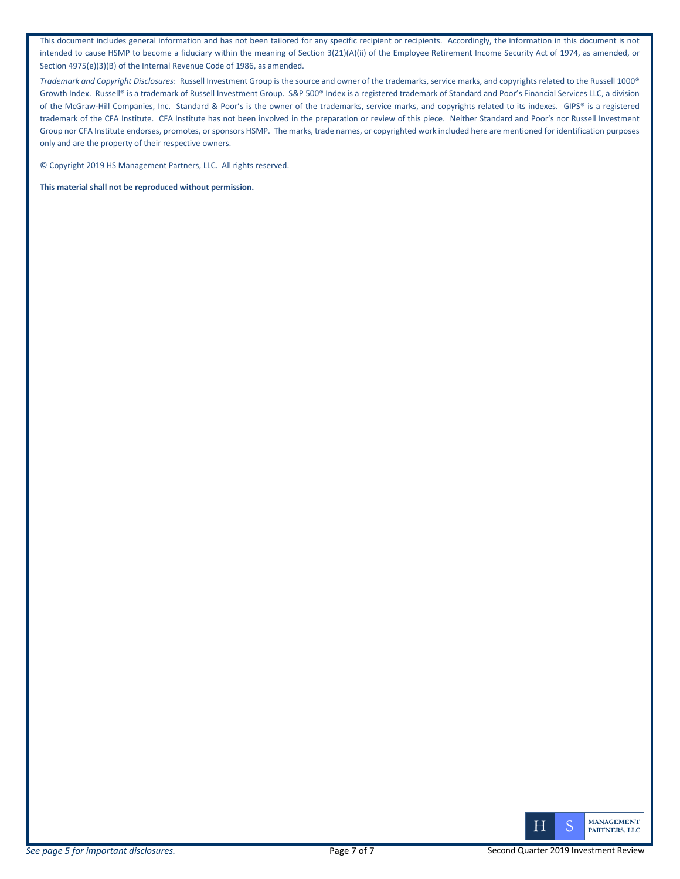This document includes general information and has not been tailored for any specific recipient or recipients. Accordingly, the information in this document is not intended to cause HSMP to become a fiduciary within the meaning of Section 3(21)(A)(ii) of the Employee Retirement Income Security Act of 1974, as amended, or Section 4975(e)(3)(B) of the Internal Revenue Code of 1986, as amended.

*Trademark and Copyright Disclosures*: Russell Investment Group is the source and owner of the trademarks, service marks, and copyrights related to the Russell 1000® Growth Index. Russell® is a trademark of Russell Investment Group. S&P 500® Index is a registered trademark of Standard and Poor's Financial Services LLC, a division of the McGraw-Hill Companies, Inc. Standard & Poor's is the owner of the trademarks, service marks, and copyrights related to its indexes. GIPS® is a registered trademark of the CFA Institute. CFA Institute has not been involved in the preparation or review of this piece. Neither Standard and Poor's nor Russell Investment Group nor CFA Institute endorses, promotes, or sponsors HSMP. The marks, trade names, or copyrighted work included here are mentioned for identification purposes only and are the property of their respective owners.

© Copyright 2019 HS Management Partners, LLC. All rights reserved.

**This material shall not be reproduced without permission.**